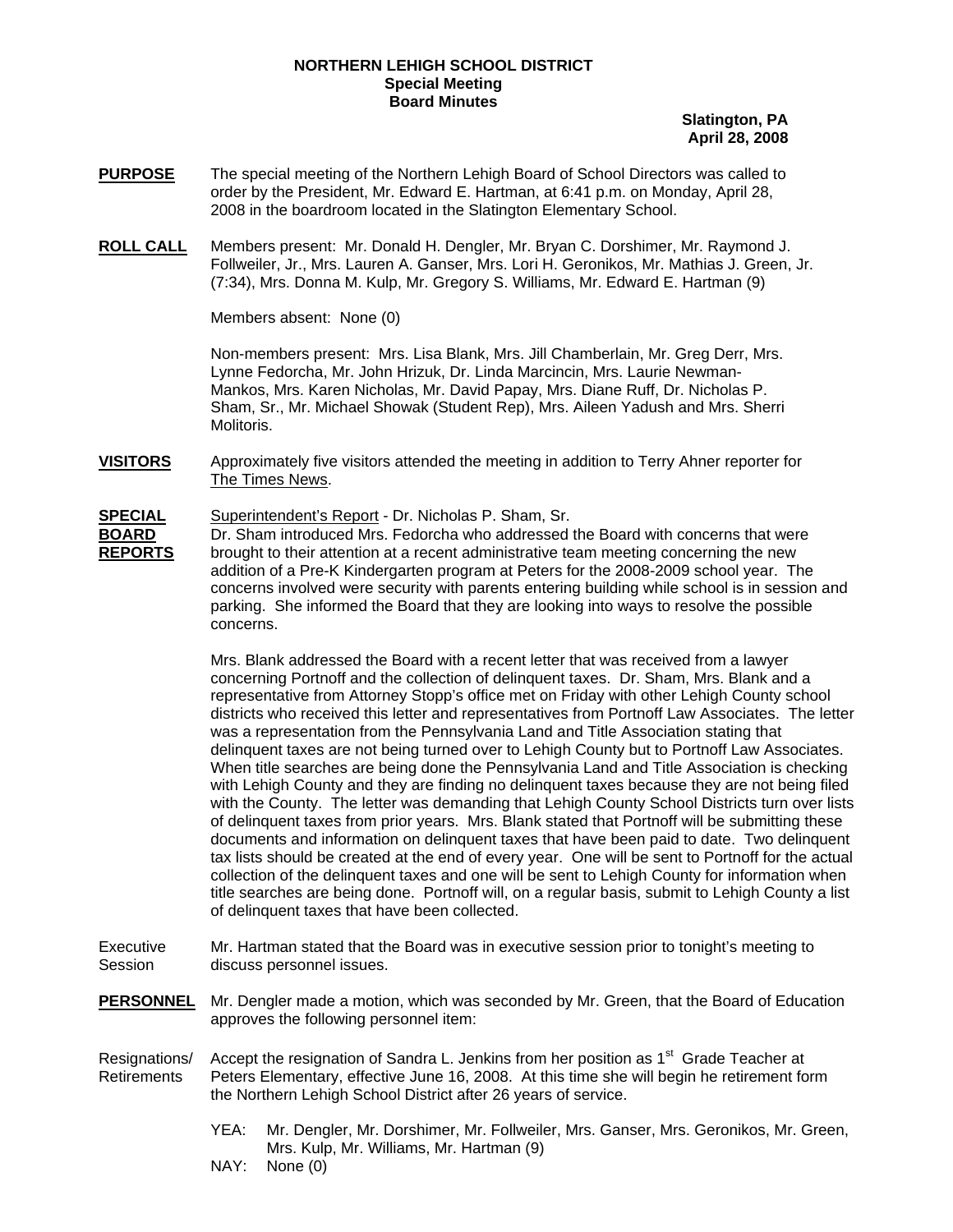**NORTHERN LEHIGH SCHOOL DISTRICT**
**Special Meeting**
**Board Minutes**

**Slatington, PA**
**April 28, 2008**

**PURPOSE** The special meeting of the Northern Lehigh Board of School Directors was called to order by the President, Mr. Edward E. Hartman, at 6:41 p.m. on Monday, April 28, 2008 in the boardroom located in the Slatington Elementary School.

**ROLL CALL** Members present: Mr. Donald H. Dengler, Mr. Bryan C. Dorshimer, Mr. Raymond J. Follweiler, Jr., Mrs. Lauren A. Ganser, Mrs. Lori H. Geronikos, Mr. Mathias J. Green, Jr. (7:34), Mrs. Donna M. Kulp, Mr. Gregory S. Williams, Mr. Edward E. Hartman (9)

Members absent: None (0)

Non-members present: Mrs. Lisa Blank, Mrs. Jill Chamberlain, Mr. Greg Derr, Mrs. Lynne Fedorcha, Mr. John Hrizuk, Dr. Linda Marcincin, Mrs. Laurie Newman-Mankos, Mrs. Karen Nicholas, Mr. David Papay, Mrs. Diane Ruff, Dr. Nicholas P. Sham, Sr., Mr. Michael Showak (Student Rep), Mrs. Aileen Yadush and Mrs. Sherri Molitoris.

**VISITORS** Approximately five visitors attended the meeting in addition to Terry Ahner reporter for The Times News.

**SPECIAL BOARD REPORTS** Superintendent's Report - Dr. Nicholas P. Sham, Sr.

Dr. Sham introduced Mrs. Fedorcha who addressed the Board with concerns that were brought to their attention at a recent administrative team meeting concerning the new addition of a Pre-K Kindergarten program at Peters for the 2008-2009 school year. The concerns involved were security with parents entering building while school is in session and parking. She informed the Board that they are looking into ways to resolve the possible concerns.

Mrs. Blank addressed the Board with a recent letter that was received from a lawyer concerning Portnoff and the collection of delinquent taxes. Dr. Sham, Mrs. Blank and a representative from Attorney Stopp's office met on Friday with other Lehigh County school districts who received this letter and representatives from Portnoff Law Associates. The letter was a representation from the Pennsylvania Land and Title Association stating that delinquent taxes are not being turned over to Lehigh County but to Portnoff Law Associates. When title searches are being done the Pennsylvania Land and Title Association is checking with Lehigh County and they are finding no delinquent taxes because they are not being filed with the County. The letter was demanding that Lehigh County School Districts turn over lists of delinquent taxes from prior years. Mrs. Blank stated that Portnoff will be submitting these documents and information on delinquent taxes that have been paid to date. Two delinquent tax lists should be created at the end of every year. One will be sent to Portnoff for the actual collection of the delinquent taxes and one will be sent to Lehigh County for information when title searches are being done. Portnoff will, on a regular basis, submit to Lehigh County a list of delinquent taxes that have been collected.

Executive Session Mr. Hartman stated that the Board was in executive session prior to tonight's meeting to discuss personnel issues.

**PERSONNEL** Mr. Dengler made a motion, which was seconded by Mr. Green, that the Board of Education approves the following personnel item:

Resignations/ Retirements Accept the resignation of Sandra L. Jenkins from her position as 1st Grade Teacher at Peters Elementary, effective June 16, 2008. At this time she will begin he retirement form the Northern Lehigh School District after 26 years of service.

YEA: Mr. Dengler, Mr. Dorshimer, Mr. Follweiler, Mrs. Ganser, Mrs. Geronikos, Mr. Green, Mrs. Kulp, Mr. Williams, Mr. Hartman (9)
NAY: None (0)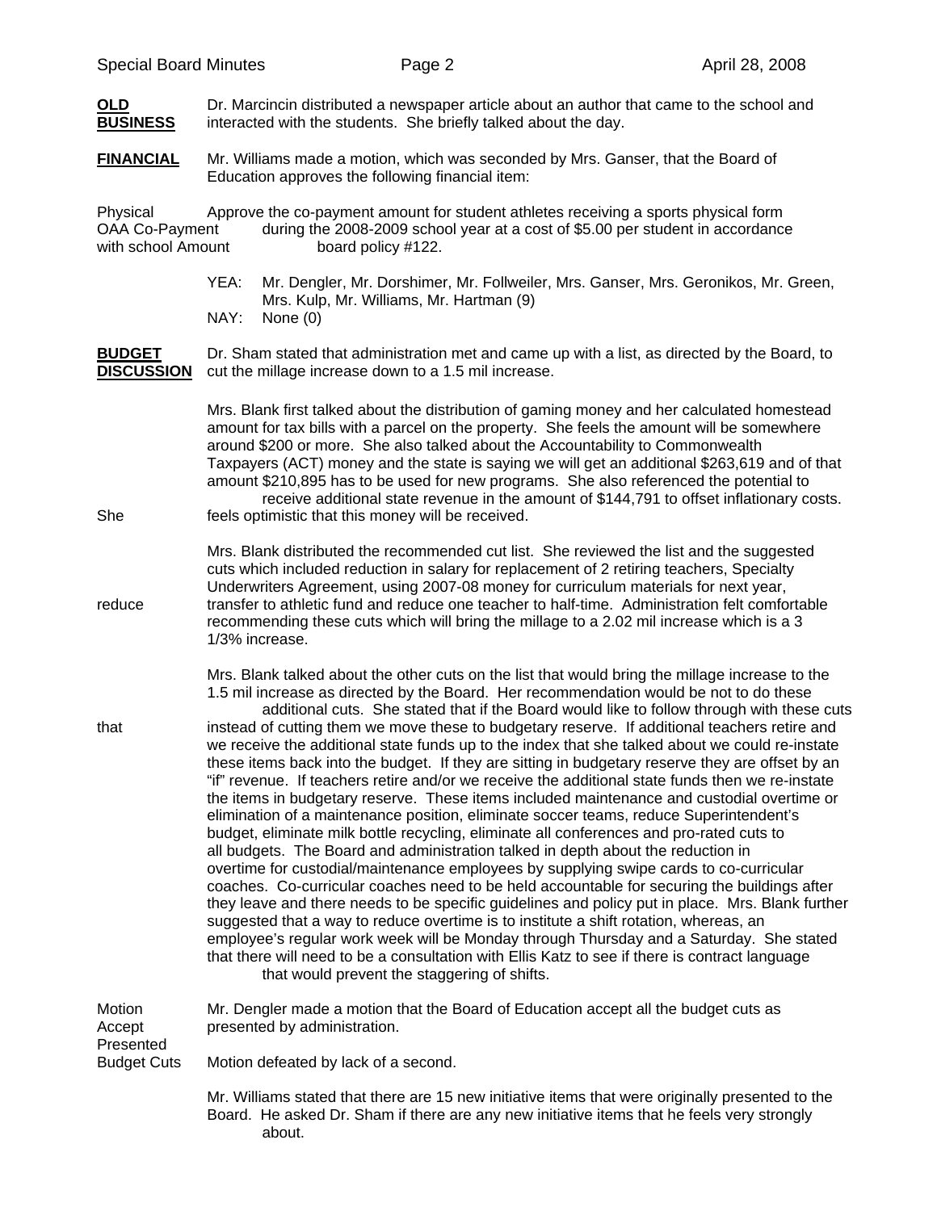**OLD BUSINESS** Dr. Marcincin distributed a newspaper article about an author that came to the school and interacted with the students. She briefly talked about the day.

**FINANCIAL** Mr. Williams made a motion, which was seconded by Mrs. Ganser, that the Board of Education approves the following financial item:

Physical OAA Co-Payment with school Amount — Approve the co-payment amount for student athletes receiving a sports physical form during the 2008-2009 school year at a cost of $5.00 per student in accordance board policy #122.

YEA: Mr. Dengler, Mr. Dorshimer, Mr. Follweiler, Mrs. Ganser, Mrs. Geronikos, Mr. Green, Mrs. Kulp, Mr. Williams, Mr. Hartman (9)
NAY: None (0)

**BUDGET DISCUSSION** Dr. Sham stated that administration met and came up with a list, as directed by the Board, to cut the millage increase down to a 1.5 mil increase.

Mrs. Blank first talked about the distribution of gaming money and her calculated homestead amount for tax bills with a parcel on the property. She feels the amount will be somewhere around $200 or more. She also talked about the Accountability to Commonwealth Taxpayers (ACT) money and the state is saying we will get an additional $263,619 and of that amount $210,895 has to be used for new programs. She also referenced the potential to receive additional state revenue in the amount of $144,791 to offset inflationary costs. She feels optimistic that this money will be received.

Mrs. Blank distributed the recommended cut list. She reviewed the list and the suggested cuts which included reduction in salary for replacement of 2 retiring teachers, Specialty Underwriters Agreement, using 2007-08 money for curriculum materials for next year, reduce transfer to athletic fund and reduce one teacher to half-time. Administration felt comfortable recommending these cuts which will bring the millage to a 2.02 mil increase which is a 3 1/3% increase.

Mrs. Blank talked about the other cuts on the list that would bring the millage increase to the 1.5 mil increase as directed by the Board. Her recommendation would be not to do these additional cuts. She stated that if the Board would like to follow through with these cuts that instead of cutting them we move these to budgetary reserve. If additional teachers retire and we receive the additional state funds up to the index that she talked about we could re-instate these items back into the budget. If they are sitting in budgetary reserve they are offset by an "if" revenue. If teachers retire and/or we receive the additional state funds then we re-instate the items in budgetary reserve. These items included maintenance and custodial overtime or elimination of a maintenance position, eliminate soccer teams, reduce Superintendent's budget, eliminate milk bottle recycling, eliminate all conferences and pro-rated cuts to all budgets. The Board and administration talked in depth about the reduction in overtime for custodial/maintenance employees by supplying swipe cards to co-curricular coaches. Co-curricular coaches need to be held accountable for securing the buildings after they leave and there needs to be specific guidelines and policy put in place. Mrs. Blank further suggested that a way to reduce overtime is to institute a shift rotation, whereas, an employee's regular work week will be Monday through Thursday and a Saturday. She stated that there will need to be a consultation with Ellis Katz to see if there is contract language that would prevent the staggering of shifts.

Motion Accept Presented Budget Cuts — Mr. Dengler made a motion that the Board of Education accept all the budget cuts as presented by administration.

Motion defeated by lack of a second.

Mr. Williams stated that there are 15 new initiative items that were originally presented to the Board. He asked Dr. Sham if there are any new initiative items that he feels very strongly about.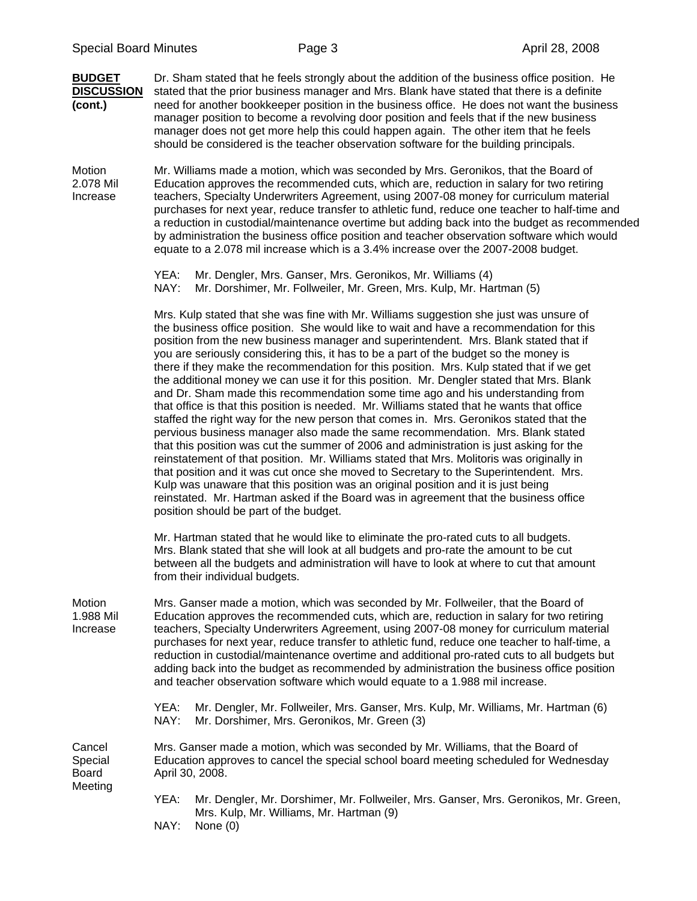**BUDGET DISCUSSION (cont.)**

Dr. Sham stated that he feels strongly about the addition of the business office position. He stated that the prior business manager and Mrs. Blank have stated that there is a definite need for another bookkeeper position in the business office. He does not want the business manager position to become a revolving door position and feels that if the new business manager does not get more help this could happen again. The other item that he feels should be considered is the teacher observation software for the building principals.

Motion 2.078 Mil Increase

Mr. Williams made a motion, which was seconded by Mrs. Geronikos, that the Board of Education approves the recommended cuts, which are, reduction in salary for two retiring teachers, Specialty Underwriters Agreement, using 2007-08 money for curriculum material purchases for next year, reduce transfer to athletic fund, reduce one teacher to half-time and a reduction in custodial/maintenance overtime but adding back into the budget as recommended by administration the business office position and teacher observation software which would equate to a 2.078 mil increase which is a 3.4% increase over the 2007-2008 budget.

YEA: Mr. Dengler, Mrs. Ganser, Mrs. Geronikos, Mr. Williams (4)
NAY: Mr. Dorshimer, Mr. Follweiler, Mr. Green, Mrs. Kulp, Mr. Hartman (5)

Mrs. Kulp stated that she was fine with Mr. Williams suggestion she just was unsure of the business office position. She would like to wait and have a recommendation for this position from the new business manager and superintendent. Mrs. Blank stated that if you are seriously considering this, it has to be a part of the budget so the money is there if they make the recommendation for this position. Mrs. Kulp stated that if we get the additional money we can use it for this position. Mr. Dengler stated that Mrs. Blank and Dr. Sham made this recommendation some time ago and his understanding from that office is that this position is needed. Mr. Williams stated that he wants that office staffed the right way for the new person that comes in. Mrs. Geronikos stated that the pervious business manager also made the same recommendation. Mrs. Blank stated that this position was cut the summer of 2006 and administration is just asking for the reinstatement of that position. Mr. Williams stated that Mrs. Molitoris was originally in that position and it was cut once she moved to Secretary to the Superintendent. Mrs. Kulp was unaware that this position was an original position and it is just being reinstated. Mr. Hartman asked if the Board was in agreement that the business office position should be part of the budget.

Mr. Hartman stated that he would like to eliminate the pro-rated cuts to all budgets. Mrs. Blank stated that she will look at all budgets and pro-rate the amount to be cut between all the budgets and administration will have to look at where to cut that amount from their individual budgets.

Motion 1.988 Mil Increase

Mrs. Ganser made a motion, which was seconded by Mr. Follweiler, that the Board of Education approves the recommended cuts, which are, reduction in salary for two retiring teachers, Specialty Underwriters Agreement, using 2007-08 money for curriculum material purchases for next year, reduce transfer to athletic fund, reduce one teacher to half-time, a reduction in custodial/maintenance overtime and additional pro-rated cuts to all budgets but adding back into the budget as recommended by administration the business office position and teacher observation software which would equate to a 1.988 mil increase.

YEA: Mr. Dengler, Mr. Follweiler, Mrs. Ganser, Mrs. Kulp, Mr. Williams, Mr. Hartman (6)
NAY: Mr. Dorshimer, Mrs. Geronikos, Mr. Green (3)

Cancel Special Board Meeting

Mrs. Ganser made a motion, which was seconded by Mr. Williams, that the Board of Education approves to cancel the special school board meeting scheduled for Wednesday April 30, 2008.

YEA: Mr. Dengler, Mr. Dorshimer, Mr. Follweiler, Mrs. Ganser, Mrs. Geronikos, Mr. Green, Mrs. Kulp, Mr. Williams, Mr. Hartman (9)
NAY: None (0)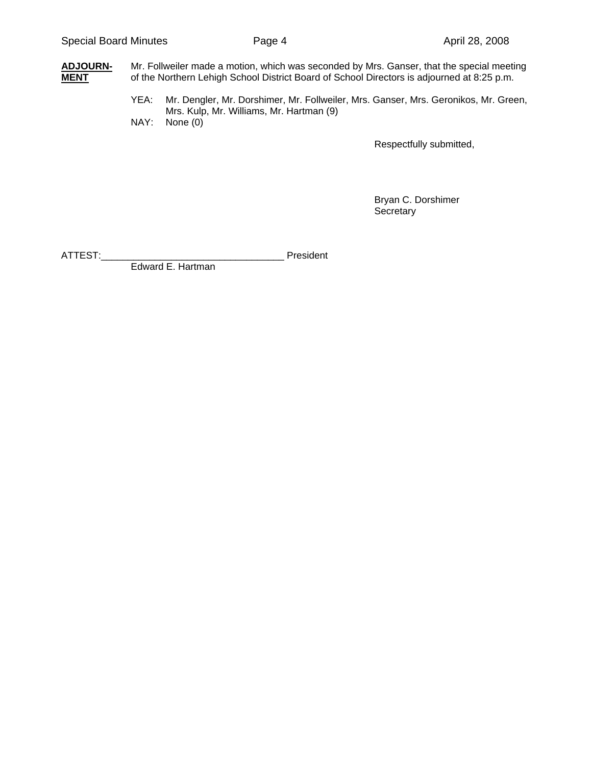**ADJOURN-MENT** Mr. Follweiler made a motion, which was seconded by Mrs. Ganser, that the special meeting of the Northern Lehigh School District Board of School Directors is adjourned at 8:25 p.m.

YEA: Mr. Dengler, Mr. Dorshimer, Mr. Follweiler, Mrs. Ganser, Mrs. Geronikos, Mr. Green, Mrs. Kulp, Mr. Williams, Mr. Hartman (9)
NAY: None (0)

Respectfully submitted,

Bryan C. Dorshimer
Secretary

ATTEST:_________________________________ President
Edward E. Hartman